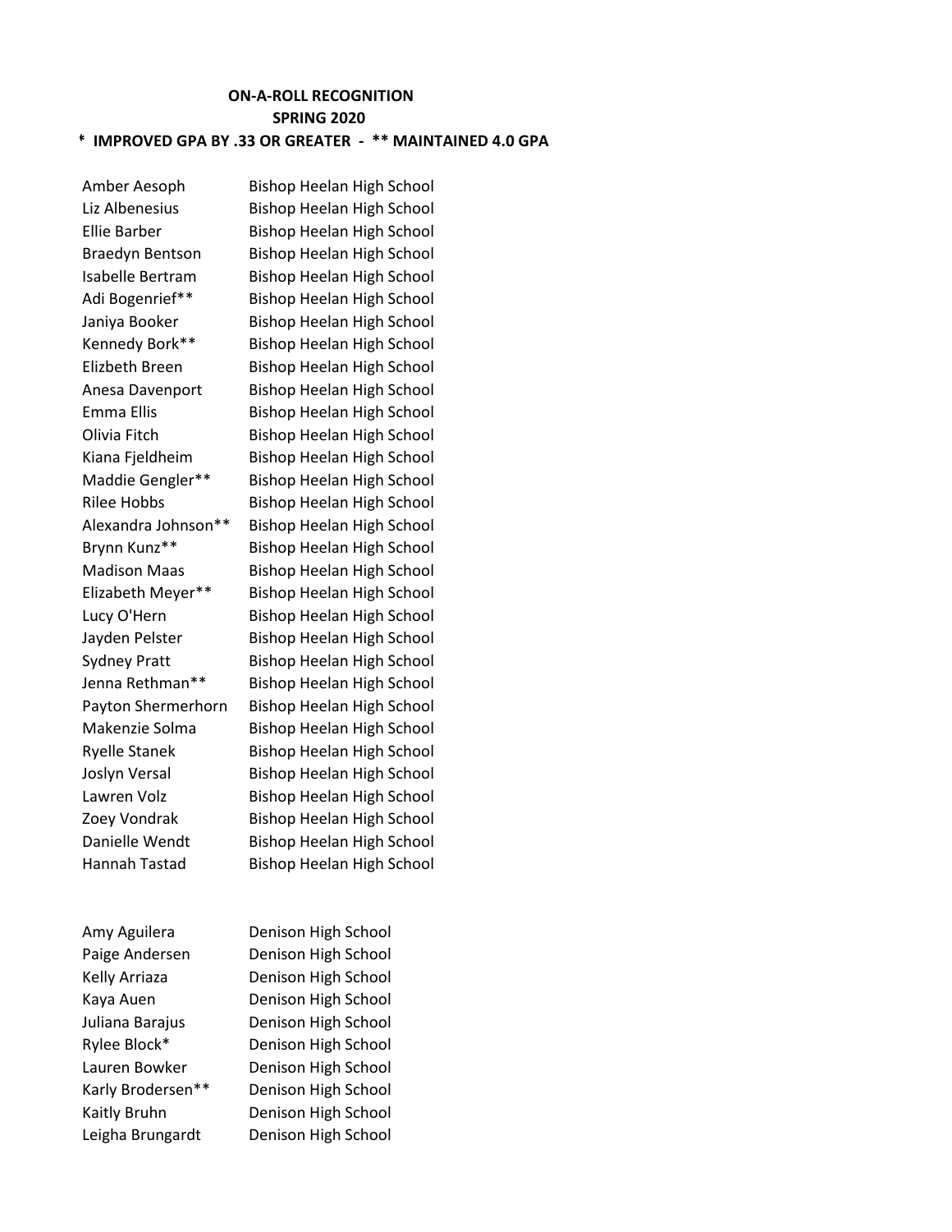**ON-A-ROLL RECOGNITION**

**SPRING 2020**

**\* IMPROVED GPA BY .33 OR GREATER - \*\* MAINTAINED 4.0 GPA**

| | |
|---|---|
| Amber Aesoph | Bishop Heelan High School |
| Liz Albenesius | Bishop Heelan High School |
| Ellie Barber | Bishop Heelan High School |
| Braedyn Bentson | Bishop Heelan High School |
| Isabelle Bertram | Bishop Heelan High School |
| Adi Bogenrief** | Bishop Heelan High School |
| Janiya Booker | Bishop Heelan High School |
| Kennedy Bork** | Bishop Heelan High School |
| Elizbeth Breen | Bishop Heelan High School |
| Anesa Davenport | Bishop Heelan High School |
| Emma Ellis | Bishop Heelan High School |
| Olivia Fitch | Bishop Heelan High School |
| Kiana Fjeldheim | Bishop Heelan High School |
| Maddie Gengler** | Bishop Heelan High School |
| Rilee Hobbs | Bishop Heelan High School |
| Alexandra Johnson** | Bishop Heelan High School |
| Brynn Kunz** | Bishop Heelan High School |
| Madison Maas | Bishop Heelan High School |
| Elizabeth Meyer** | Bishop Heelan High School |
| Lucy O'Hern | Bishop Heelan High School |
| Jayden Pelster | Bishop Heelan High School |
| Sydney Pratt | Bishop Heelan High School |
| Jenna Rethman** | Bishop Heelan High School |
| Payton Shermerhorn | Bishop Heelan High School |
| Makenzie Solma | Bishop Heelan High School |
| Ryelle Stanek | Bishop Heelan High School |
| Joslyn Versal | Bishop Heelan High School |
| Lawren Volz | Bishop Heelan High School |
| Zoey Vondrak | Bishop Heelan High School |
| Danielle Wendt | Bishop Heelan High School |
| Hannah Tastad | Bishop Heelan High School |

| | |
|---|---|
| Amy Aguilera | Denison High School |
| Paige Andersen | Denison High School |
| Kelly Arriaza | Denison High School |
| Kaya Auen | Denison High School |
| Juliana Barajus | Denison High School |
| Rylee Block* | Denison High School |
| Lauren Bowker | Denison High School |
| Karly Brodersen** | Denison High School |
| Kaitly Bruhn | Denison High School |
| Leigha Brungardt | Denison High School |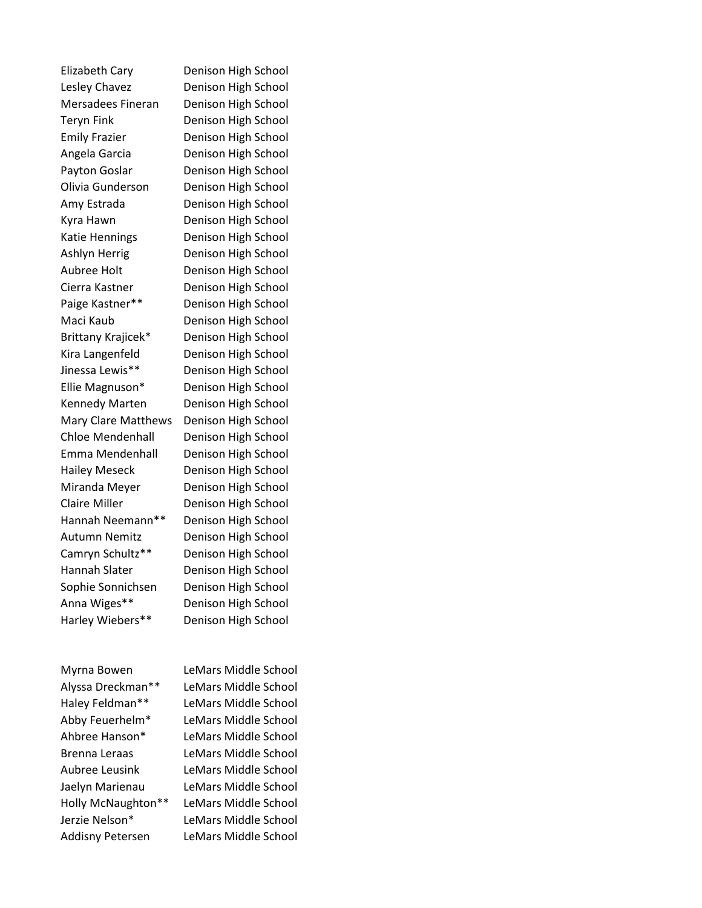| | |
|---|---|
| Elizabeth Cary | Denison High School |
| Lesley Chavez | Denison High School |
| Mersadees Fineran | Denison High School |
| Teryn Fink | Denison High School |
| Emily Frazier | Denison High School |
| Angela Garcia | Denison High School |
| Payton Goslar | Denison High School |
| Olivia Gunderson | Denison High School |
| Amy Estrada | Denison High School |
| Kyra Hawn | Denison High School |
| Katie Hennings | Denison High School |
| Ashlyn Herrig | Denison High School |
| Aubree Holt | Denison High School |
| Cierra Kastner | Denison High School |
| Paige Kastner** | Denison High School |
| Maci Kaub | Denison High School |
| Brittany Krajicek* | Denison High School |
| Kira Langenfeld | Denison High School |
| Jinessa Lewis** | Denison High School |
| Ellie Magnuson* | Denison High School |
| Kennedy Marten | Denison High School |
| Mary Clare Matthews | Denison High School |
| Chloe Mendenhall | Denison High School |
| Emma Mendenhall | Denison High School |
| Hailey Meseck | Denison High School |
| Miranda Meyer | Denison High School |
| Claire Miller | Denison High School |
| Hannah Neemann** | Denison High School |
| Autumn Nemitz | Denison High School |
| Camryn Schultz** | Denison High School |
| Hannah Slater | Denison High School |
| Sophie Sonnichsen | Denison High School |
| Anna Wiges** | Denison High School |
| Harley Wiebers** | Denison High School |

| | |
|---|---|
| Myrna Bowen | LeMars Middle School |
| Alyssa Dreckman** | LeMars Middle School |
| Haley Feldman** | LeMars Middle School |
| Abby Feuerhelm* | LeMars Middle School |
| Ahbree Hanson* | LeMars Middle School |
| Brenna Leraas | LeMars Middle School |
| Aubree Leusink | LeMars Middle School |
| Jaelyn Marienau | LeMars Middle School |
| Holly McNaughton** | LeMars Middle School |
| Jerzie Nelson* | LeMars Middle School |
| Addisny Petersen | LeMars Middle School |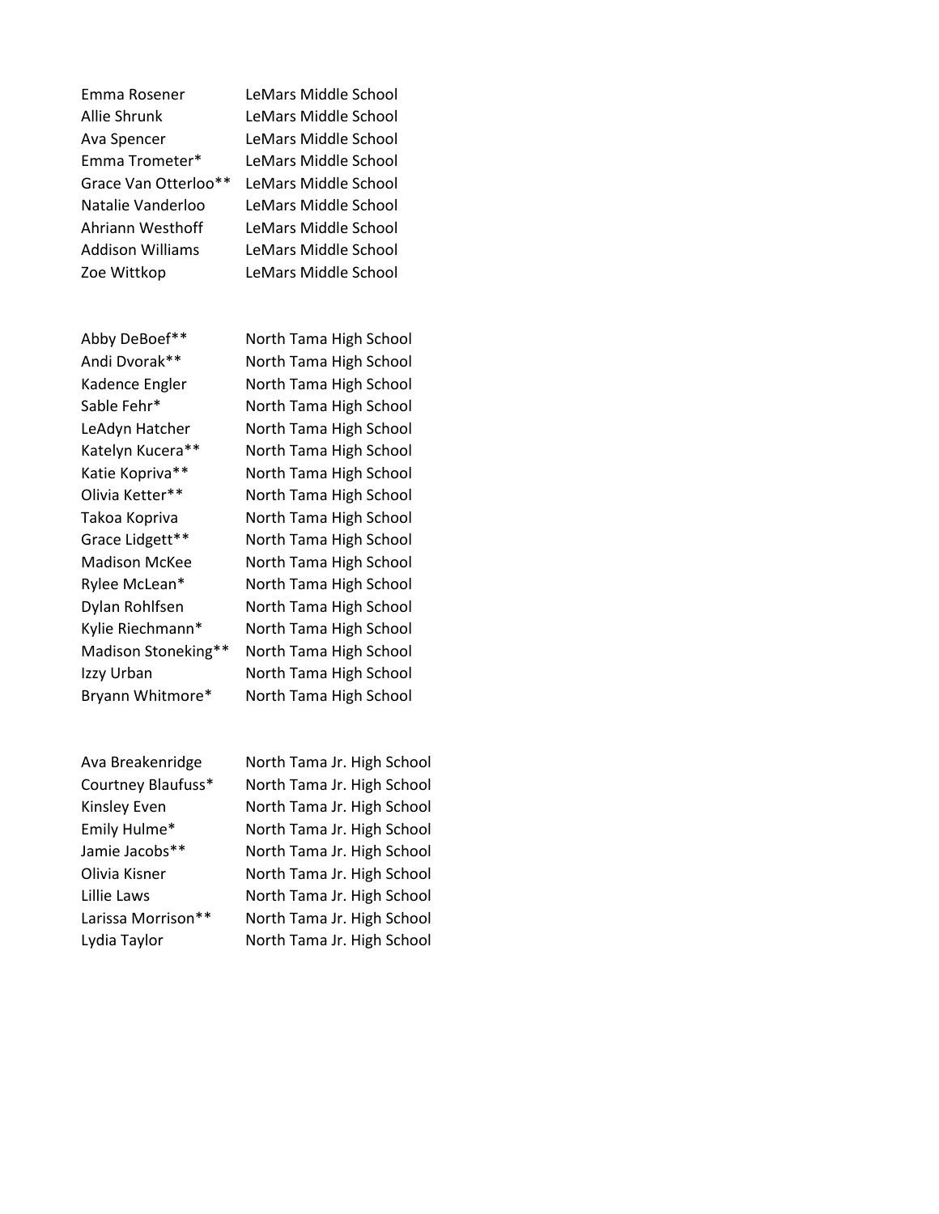| | |
|---|---|
| Emma Rosener | LeMars Middle School |
| Allie Shrunk | LeMars Middle School |
| Ava Spencer | LeMars Middle School |
| Emma Trometer* | LeMars Middle School |
| Grace Van Otterloo** | LeMars Middle School |
| Natalie Vanderloo | LeMars Middle School |
| Ahriann Westhoff | LeMars Middle School |
| Addison Williams | LeMars Middle School |
| Zoe Wittkop | LeMars Middle School |

| | |
|---|---|
| Abby DeBoef** | North Tama High School |
| Andi Dvorak** | North Tama High School |
| Kadence Engler | North Tama High School |
| Sable Fehr* | North Tama High School |
| LeAdyn Hatcher | North Tama High School |
| Katelyn Kucera** | North Tama High School |
| Katie Kopriva** | North Tama High School |
| Olivia Ketter** | North Tama High School |
| Takoa Kopriva | North Tama High School |
| Grace Lidgett** | North Tama High School |
| Madison McKee | North Tama High School |
| Rylee McLean* | North Tama High School |
| Dylan Rohlfsen | North Tama High School |
| Kylie Riechmann* | North Tama High School |
| Madison Stoneking** | North Tama High School |
| Izzy Urban | North Tama High School |
| Bryann Whitmore* | North Tama High School |

| | |
|---|---|
| Ava Breakenridge | North Tama Jr. High School |
| Courtney Blaufuss* | North Tama Jr. High School |
| Kinsley Even | North Tama Jr. High School |
| Emily Hulme* | North Tama Jr. High School |
| Jamie Jacobs** | North Tama Jr. High School |
| Olivia Kisner | North Tama Jr. High School |
| Lillie Laws | North Tama Jr. High School |
| Larissa Morrison** | North Tama Jr. High School |
| Lydia Taylor | North Tama Jr. High School |